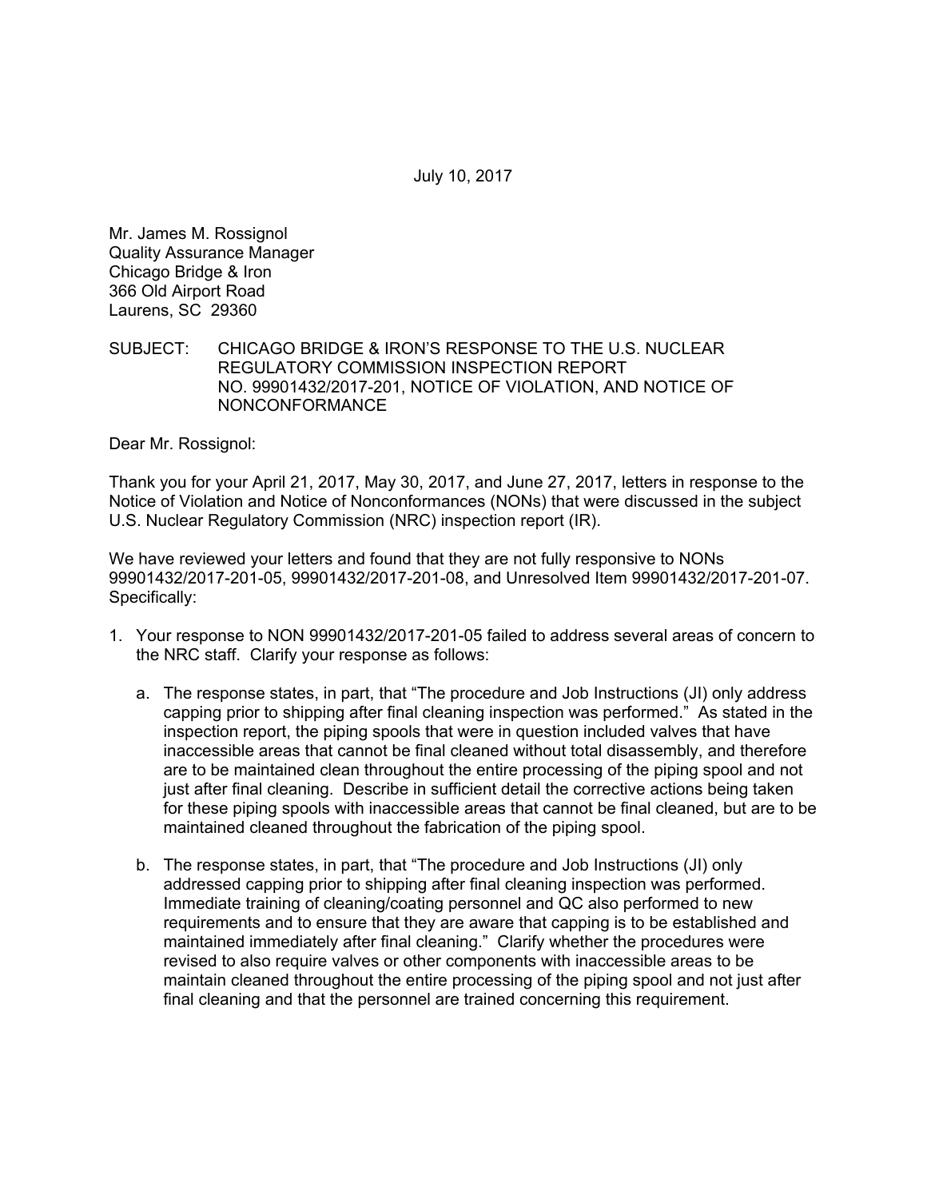July 10, 2017

Mr. James M. Rossignol
Quality Assurance Manager
Chicago Bridge & Iron
366 Old Airport Road
Laurens, SC 29360

SUBJECT: CHICAGO BRIDGE & IRON'S RESPONSE TO THE U.S. NUCLEAR REGULATORY COMMISSION INSPECTION REPORT NO. 99901432/2017-201, NOTICE OF VIOLATION, AND NOTICE OF NONCONFORMANCE

Dear Mr. Rossignol:

Thank you for your April 21, 2017, May 30, 2017, and June 27, 2017, letters in response to the Notice of Violation and Notice of Nonconformances (NONs) that were discussed in the subject U.S. Nuclear Regulatory Commission (NRC) inspection report (IR).

We have reviewed your letters and found that they are not fully responsive to NONs 99901432/2017-201-05, 99901432/2017-201-08, and Unresolved Item 99901432/2017-201-07. Specifically:

1. Your response to NON 99901432/2017-201-05 failed to address several areas of concern to the NRC staff. Clarify your response as follows:

   a. The response states, in part, that "The procedure and Job Instructions (JI) only address capping prior to shipping after final cleaning inspection was performed." As stated in the inspection report, the piping spools that were in question included valves that have inaccessible areas that cannot be final cleaned without total disassembly, and therefore are to be maintained clean throughout the entire processing of the piping spool and not just after final cleaning. Describe in sufficient detail the corrective actions being taken for these piping spools with inaccessible areas that cannot be final cleaned, but are to be maintained cleaned throughout the fabrication of the piping spool.

   b. The response states, in part, that "The procedure and Job Instructions (JI) only addressed capping prior to shipping after final cleaning inspection was performed. Immediate training of cleaning/coating personnel and QC also performed to new requirements and to ensure that they are aware that capping is to be established and maintained immediately after final cleaning." Clarify whether the procedures were revised to also require valves or other components with inaccessible areas to be maintain cleaned throughout the entire processing of the piping spool and not just after final cleaning and that the personnel are trained concerning this requirement.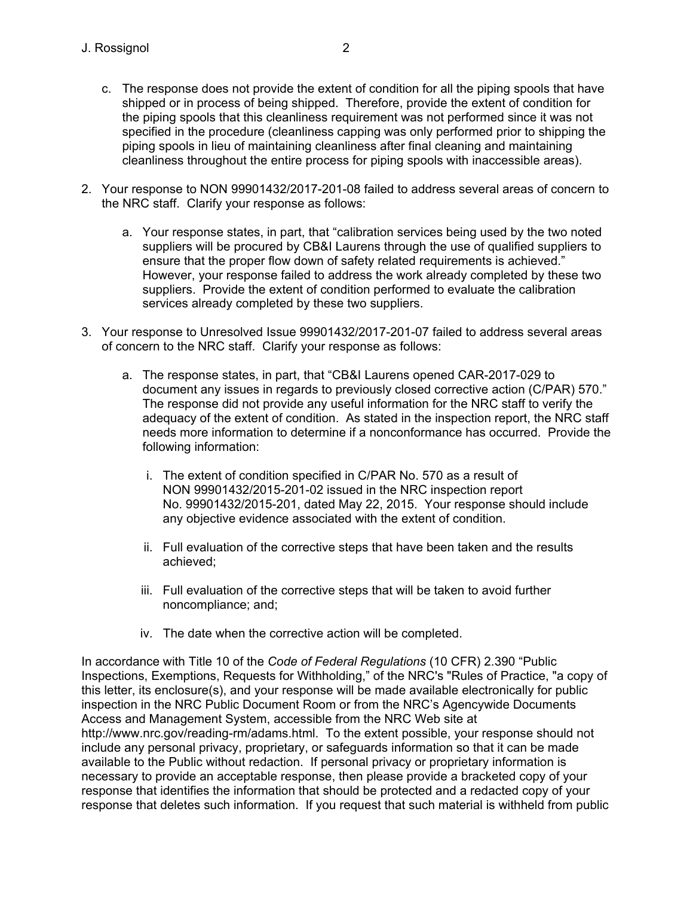c. The response does not provide the extent of condition for all the piping spools that have shipped or in process of being shipped. Therefore, provide the extent of condition for the piping spools that this cleanliness requirement was not performed since it was not specified in the procedure (cleanliness capping was only performed prior to shipping the piping spools in lieu of maintaining cleanliness after final cleaning and maintaining cleanliness throughout the entire process for piping spools with inaccessible areas).

2. Your response to NON 99901432/2017-201-08 failed to address several areas of concern to the NRC staff. Clarify your response as follows:

   a. Your response states, in part, that "calibration services being used by the two noted suppliers will be procured by CB&I Laurens through the use of qualified suppliers to ensure that the proper flow down of safety related requirements is achieved." However, your response failed to address the work already completed by these two suppliers. Provide the extent of condition performed to evaluate the calibration services already completed by these two suppliers.

3. Your response to Unresolved Issue 99901432/2017-201-07 failed to address several areas of concern to the NRC staff. Clarify your response as follows:

   a. The response states, in part, that "CB&I Laurens opened CAR-2017-029 to document any issues in regards to previously closed corrective action (C/PAR) 570." The response did not provide any useful information for the NRC staff to verify the adequacy of the extent of condition. As stated in the inspection report, the NRC staff needs more information to determine if a nonconformance has occurred. Provide the following information:

      i. The extent of condition specified in C/PAR No. 570 as a result of NON 99901432/2015-201-02 issued in the NRC inspection report No. 99901432/2015-201, dated May 22, 2015. Your response should include any objective evidence associated with the extent of condition.

      ii. Full evaluation of the corrective steps that have been taken and the results achieved;

      iii. Full evaluation of the corrective steps that will be taken to avoid further noncompliance; and;

      iv. The date when the corrective action will be completed.

In accordance with Title 10 of the *Code of Federal Regulations* (10 CFR) 2.390 "Public Inspections, Exemptions, Requests for Withholding," of the NRC's "Rules of Practice, "a copy of this letter, its enclosure(s), and your response will be made available electronically for public inspection in the NRC Public Document Room or from the NRC's Agencywide Documents Access and Management System, accessible from the NRC Web site at http://www.nrc.gov/reading-rm/adams.html. To the extent possible, your response should not include any personal privacy, proprietary, or safeguards information so that it can be made available to the Public without redaction. If personal privacy or proprietary information is necessary to provide an acceptable response, then please provide a bracketed copy of your response that identifies the information that should be protected and a redacted copy of your response that deletes such information. If you request that such material is withheld from public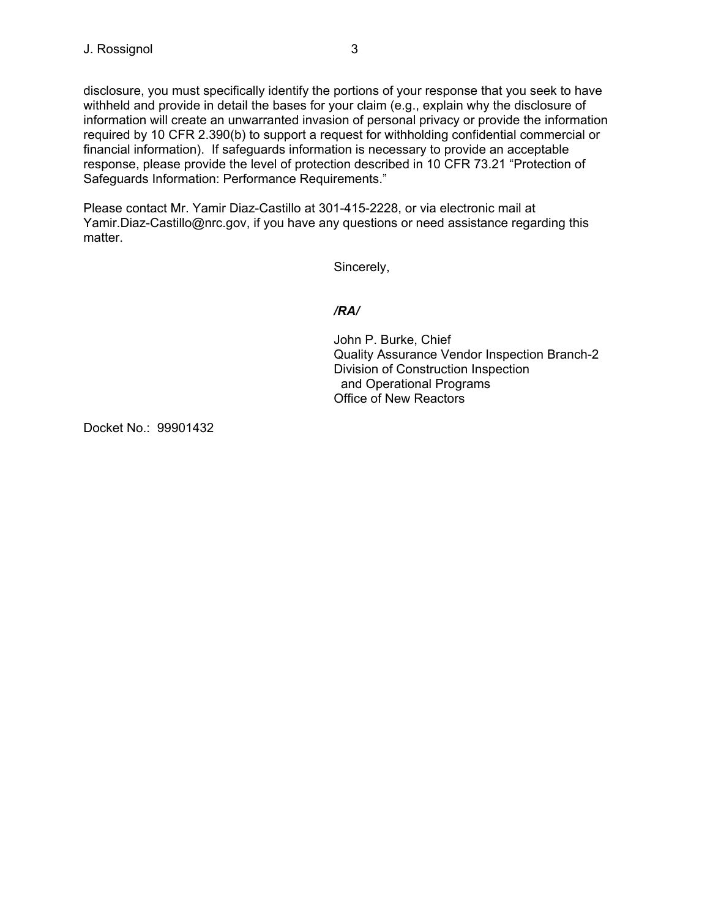disclosure, you must specifically identify the portions of your response that you seek to have withheld and provide in detail the bases for your claim (e.g., explain why the disclosure of information will create an unwarranted invasion of personal privacy or provide the information required by 10 CFR 2.390(b) to support a request for withholding confidential commercial or financial information). If safeguards information is necessary to provide an acceptable response, please provide the level of protection described in 10 CFR 73.21 "Protection of Safeguards Information: Performance Requirements."

Please contact Mr. Yamir Diaz-Castillo at 301-415-2228, or via electronic mail at Yamir.Diaz-Castillo@nrc.gov, if you have any questions or need assistance regarding this matter.

Sincerely,

***/RA/***

John P. Burke, Chief
Quality Assurance Vendor Inspection Branch-2
Division of Construction Inspection
and Operational Programs
Office of New Reactors

Docket No.: 99901432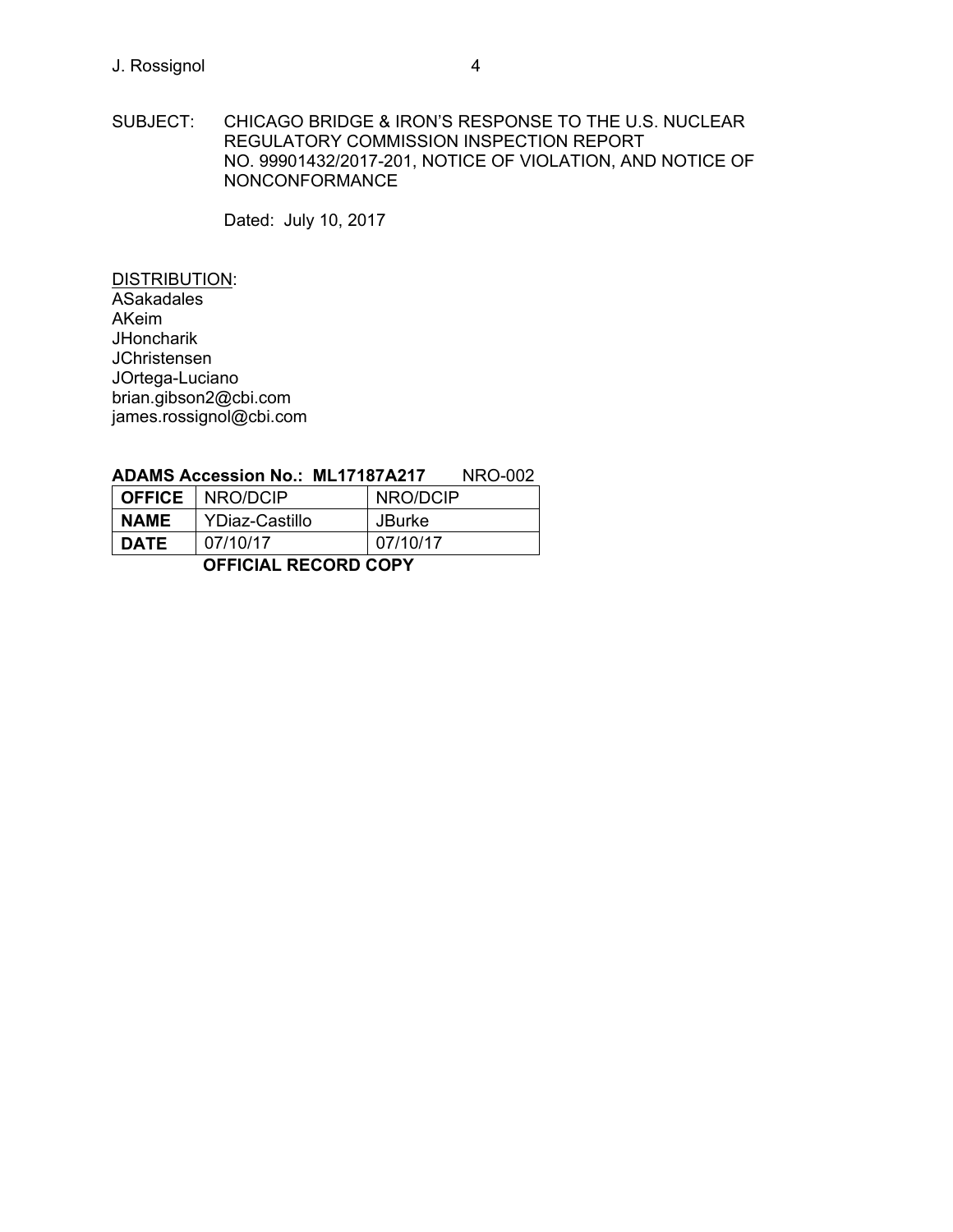SUBJECT: CHICAGO BRIDGE & IRON'S RESPONSE TO THE U.S. NUCLEAR REGULATORY COMMISSION INSPECTION REPORT NO. 99901432/2017-201, NOTICE OF VIOLATION, AND NOTICE OF NONCONFORMANCE

Dated: July 10, 2017

DISTRIBUTION:
ASakadales
AKeim
JHoncharik
JChristensen
JOrtega-Luciano
brian.gibson2@cbi.com
james.rossignol@cbi.com

**ADAMS Accession No.: ML17187A217** NRO-002

| | | |
|---|---|---|
| **OFFICE** | NRO/DCIP | NRO/DCIP |
| **NAME** | YDiaz-Castillo | JBurke |
| **DATE** | 07/10/17 | 07/10/17 |

**OFFICIAL RECORD COPY**